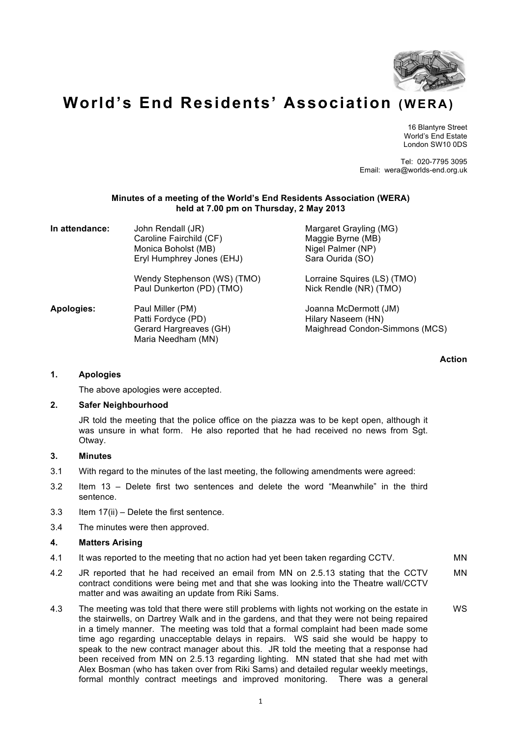# World's End Residents' Association (WERA)

16 Blantyre Street
World's End Estate
London SW10 0DS

Tel: 020-7795 3095
Email: wera@worlds-end.org.uk

**Minutes of a meeting of the World's End Residents Association (WERA) held at 7.00 pm on Thursday, 2 May 2013**

**In attendance:**

| | |
|---|---|
| John Rendall (JR) | Margaret Grayling (MG) |
| Caroline Fairchild (CF) | Maggie Byrne (MB) |
| Monica Boholst (MB) | Nigel Palmer (NP) |
| Eryl Humphrey Jones (EHJ) | Sara Ourida (SO) |
| Wendy Stephenson (WS) (TMO) | Lorraine Squires (LS) (TMO) |
| Paul Dunkerton (PD) (TMO) | Nick Rendle (NR) (TMO) |

**Apologies:**

| | |
|---|---|
| Paul Miller (PM) | Joanna McDermott (JM) |
| Patti Fordyce (PD) | Hilary Naseem (HN) |
| Gerard Hargreaves (GH) | Maighread Condon-Simmons (MCS) |
| Maria Needham (MN) | |

**Action**

**1. Apologies**

The above apologies were accepted.

**2. Safer Neighbourhood**

JR told the meeting that the police office on the piazza was to be kept open, although it was unsure in what form. He also reported that he had received no news from Sgt. Otway.

**3. Minutes**

3.1 With regard to the minutes of the last meeting, the following amendments were agreed:

3.2 Item 13 – Delete first two sentences and delete the word "Meanwhile" in the third sentence.

3.3 Item 17(ii) – Delete the first sentence.

3.4 The minutes were then approved.

**4. Matters Arising**

4.1 It was reported to the meeting that no action had yet been taken regarding CCTV. — **MN**

4.2 JR reported that he had received an email from MN on 2.5.13 stating that the CCTV contract conditions were being met and that she was looking into the Theatre wall/CCTV matter and was awaiting an update from Riki Sams. — **MN**

4.3 The meeting was told that there were still problems with lights not working on the estate in the stairwells, on Dartrey Walk and in the gardens, and that they were not being repaired in a timely manner. The meeting was told that a formal complaint had been made some time ago regarding unacceptable delays in repairs. WS said she would be happy to speak to the new contract manager about this. JR told the meeting that a response had been received from MN on 2.5.13 regarding lighting. MN stated that she had met with Alex Bosman (who has taken over from Riki Sams) and detailed regular weekly meetings, formal monthly contract meetings and improved monitoring. There was a general — **WS**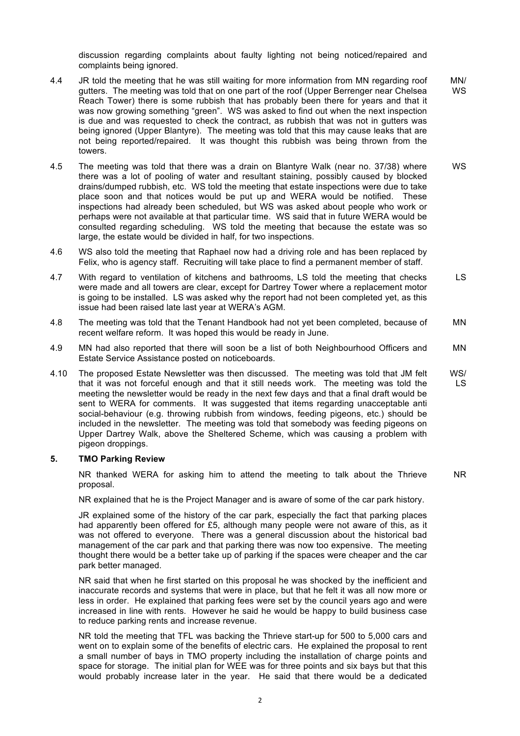discussion regarding complaints about faulty lighting not being noticed/repaired and complaints being ignored.

| | | |
|---|---|---|
| 4.4 | JR told the meeting that he was still waiting for more information from MN regarding roof gutters. The meeting was told that on one part of the roof (Upper Berrenger near Chelsea Reach Tower) there is some rubbish that has probably been there for years and that it was now growing something "green". WS was asked to find out when the next inspection is due and was requested to check the contract, as rubbish that was not in gutters was being ignored (Upper Blantyre). The meeting was told that this may cause leaks that are not being reported/repaired. It was thought this rubbish was being thrown from the towers. | MN/ WS |
| 4.5 | The meeting was told that there was a drain on Blantyre Walk (near no. 37/38) where there was a lot of pooling of water and resultant staining, possibly caused by blocked drains/dumped rubbish, etc. WS told the meeting that estate inspections were due to take place soon and that notices would be put up and WERA would be notified. These inspections had already been scheduled, but WS was asked about people who work or perhaps were not available at that particular time. WS said that in future WERA would be consulted regarding scheduling. WS told the meeting that because the estate was so large, the estate would be divided in half, for two inspections. | WS |
| 4.6 | WS also told the meeting that Raphael now had a driving role and has been replaced by Felix, who is agency staff. Recruiting will take place to find a permanent member of staff. | |
| 4.7 | With regard to ventilation of kitchens and bathrooms, LS told the meeting that checks were made and all towers are clear, except for Dartrey Tower where a replacement motor is going to be installed. LS was asked why the report had not been completed yet, as this issue had been raised late last year at WERA's AGM. | LS |
| 4.8 | The meeting was told that the Tenant Handbook had not yet been completed, because of recent welfare reform. It was hoped this would be ready in June. | MN |
| 4.9 | MN had also reported that there will soon be a list of both Neighbourhood Officers and Estate Service Assistance posted on noticeboards. | MN |
| 4.10 | The proposed Estate Newsletter was then discussed. The meeting was told that JM felt that it was not forceful enough and that it still needs work. The meeting was told the meeting the newsletter would be ready in the next few days and that a final draft would be sent to WERA for comments. It was suggested that items regarding unacceptable anti social-behaviour (e.g. throwing rubbish from windows, feeding pigeons, etc.) should be included in the newsletter. The meeting was told that somebody was feeding pigeons on Upper Dartrey Walk, above the Sheltered Scheme, which was causing a problem with pigeon droppings. | WS/ LS |

## 5. TMO Parking Review

NR thanked WERA for asking him to attend the meeting to talk about the Thrieve proposal. **NR**

NR explained that he is the Project Manager and is aware of some of the car park history.

JR explained some of the history of the car park, especially the fact that parking places had apparently been offered for £5, although many people were not aware of this, as it was not offered to everyone. There was a general discussion about the historical bad management of the car park and that parking there was now too expensive. The meeting thought there would be a better take up of parking if the spaces were cheaper and the car park better managed.

NR said that when he first started on this proposal he was shocked by the inefficient and inaccurate records and systems that were in place, but that he felt it was all now more or less in order. He explained that parking fees were set by the council years ago and were increased in line with rents. However he said he would be happy to build business case to reduce parking rents and increase revenue.

NR told the meeting that TFL was backing the Thrieve start-up for 500 to 5,000 cars and went on to explain some of the benefits of electric cars. He explained the proposal to rent a small number of bays in TMO property including the installation of charge points and space for storage. The initial plan for WEE was for three points and six bays but that this would probably increase later in the year. He said that there would be a dedicated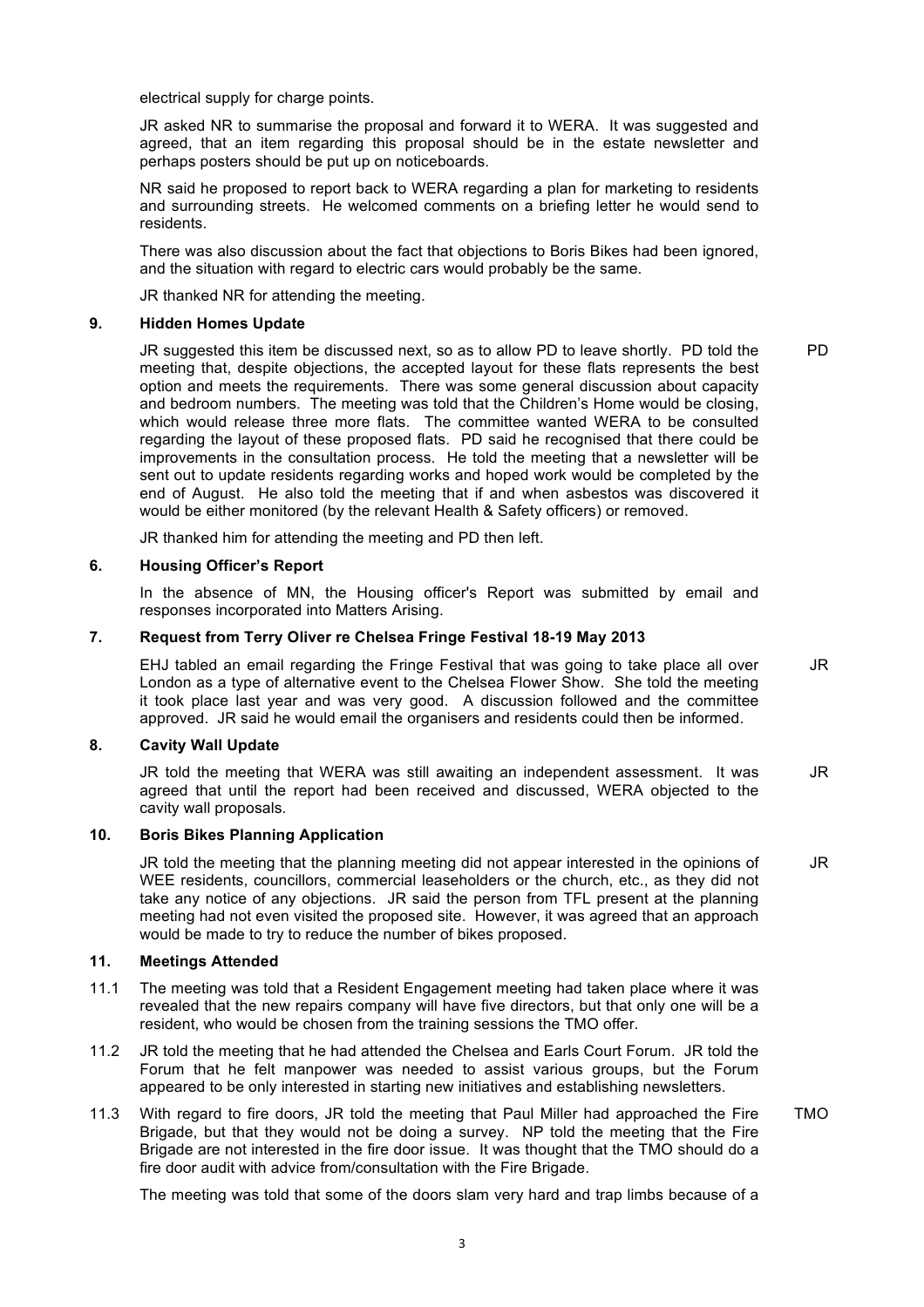electrical supply for charge points.

JR asked NR to summarise the proposal and forward it to WERA. It was suggested and agreed, that an item regarding this proposal should be in the estate newsletter and perhaps posters should be put up on noticeboards.

NR said he proposed to report back to WERA regarding a plan for marketing to residents and surrounding streets. He welcomed comments on a briefing letter he would send to residents.

There was also discussion about the fact that objections to Boris Bikes had been ignored, and the situation with regard to electric cars would probably be the same.

JR thanked NR for attending the meeting.

### 9. Hidden Homes Update

JR suggested this item be discussed next, so as to allow PD to leave shortly. PD told the meeting that, despite objections, the accepted layout for these flats represents the best option and meets the requirements. There was some general discussion about capacity and bedroom numbers. The meeting was told that the Children's Home would be closing, which would release three more flats. The committee wanted WERA to be consulted regarding the layout of these proposed flats. PD said he recognised that there could be improvements in the consultation process. He told the meeting that a newsletter will be sent out to update residents regarding works and hoped work would be completed by the end of August. He also told the meeting that if and when asbestos was discovered it would be either monitored (by the relevant Health & Safety officers) or removed. **PD**

JR thanked him for attending the meeting and PD then left.

### 6. Housing Officer's Report

In the absence of MN, the Housing officer's Report was submitted by email and responses incorporated into Matters Arising.

### 7. Request from Terry Oliver re Chelsea Fringe Festival 18-19 May 2013

EHJ tabled an email regarding the Fringe Festival that was going to take place all over London as a type of alternative event to the Chelsea Flower Show. She told the meeting it took place last year and was very good. A discussion followed and the committee approved. JR said he would email the organisers and residents could then be informed. **JR**

### 8. Cavity Wall Update

JR told the meeting that WERA was still awaiting an independent assessment. It was agreed that until the report had been received and discussed, WERA objected to the cavity wall proposals. **JR**

### 10. Boris Bikes Planning Application

JR told the meeting that the planning meeting did not appear interested in the opinions of WEE residents, councillors, commercial leaseholders or the church, etc., as they did not take any notice of any objections. JR said the person from TFL present at the planning meeting had not even visited the proposed site. However, it was agreed that an approach would be made to try to reduce the number of bikes proposed. **JR**

### 11. Meetings Attended

11.1 The meeting was told that a Resident Engagement meeting had taken place where it was revealed that the new repairs company will have five directors, but that only one will be a resident, who would be chosen from the training sessions the TMO offer.

11.2 JR told the meeting that he had attended the Chelsea and Earls Court Forum. JR told the Forum that he felt manpower was needed to assist various groups, but the Forum appeared to be only interested in starting new initiatives and establishing newsletters.

11.3 With regard to fire doors, JR told the meeting that Paul Miller had approached the Fire Brigade, but that they would not be doing a survey. NP told the meeting that the Fire Brigade are not interested in the fire door issue. It was thought that the TMO should do a fire door audit with advice from/consultation with the Fire Brigade. **TMO**

The meeting was told that some of the doors slam very hard and trap limbs because of a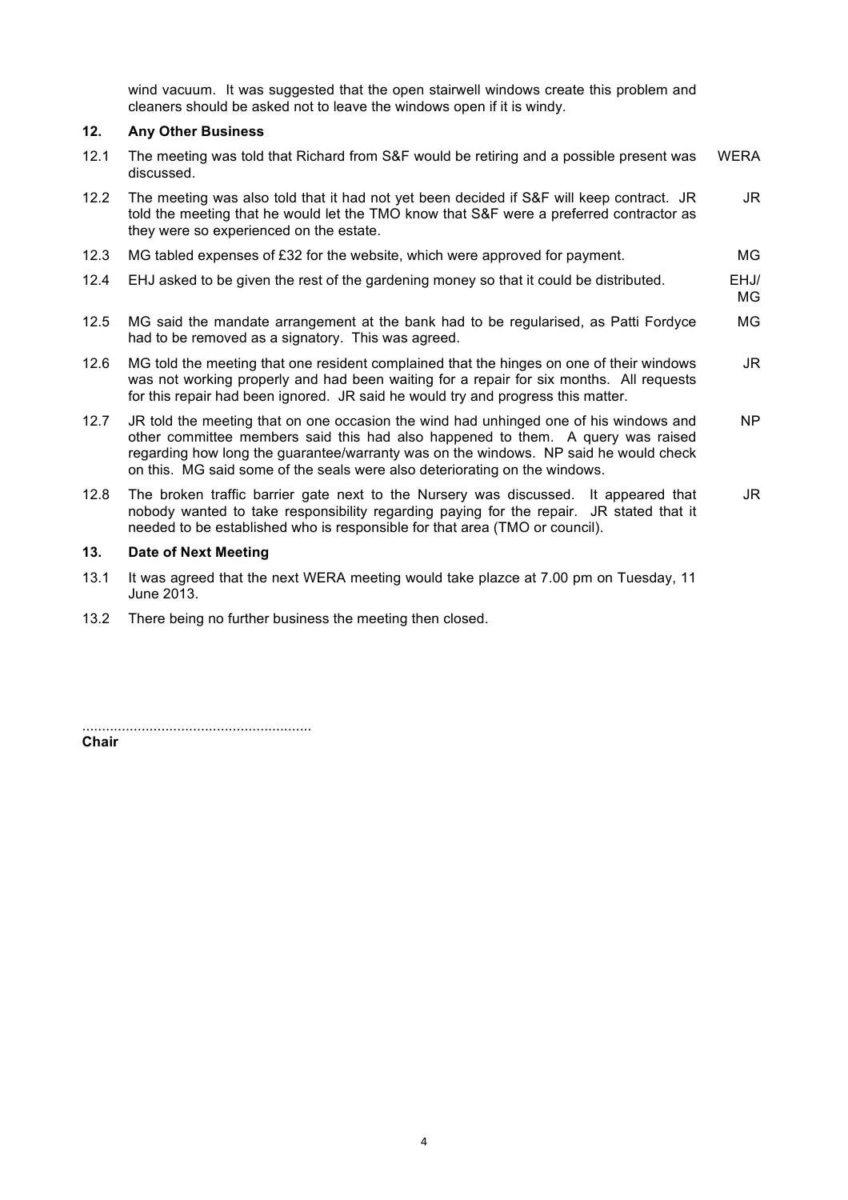wind vacuum. It was suggested that the open stairwell windows create this problem and cleaners should be asked not to leave the windows open if it is windy.

## 12. Any Other Business

| | | |
|---|---|---|
| 12.1 | The meeting was told that Richard from S&F would be retiring and a possible present was discussed. | WERA |
| 12.2 | The meeting was also told that it had not yet been decided if S&F will keep contract. JR told the meeting that he would let the TMO know that S&F were a preferred contractor as they were so experienced on the estate. | JR |
| 12.3 | MG tabled expenses of £32 for the website, which were approved for payment. | MG |
| 12.4 | EHJ asked to be given the rest of the gardening money so that it could be distributed. | EHJ/ MG |
| 12.5 | MG said the mandate arrangement at the bank had to be regularised, as Patti Fordyce had to be removed as a signatory. This was agreed. | MG |
| 12.6 | MG told the meeting that one resident complained that the hinges on one of their windows was not working properly and had been waiting for a repair for six months. All requests for this repair had been ignored. JR said he would try and progress this matter. | JR |
| 12.7 | JR told the meeting that on one occasion the wind had unhinged one of his windows and other committee members said this had also happened to them. A query was raised regarding how long the guarantee/warranty was on the windows. NP said he would check on this. MG said some of the seals were also deteriorating on the windows. | NP |
| 12.8 | The broken traffic barrier gate next to the Nursery was discussed. It appeared that nobody wanted to take responsibility regarding paying for the repair. JR stated that it needed to be established who is responsible for that area (TMO or council). | JR |

## 13. Date of Next Meeting

13.1 It was agreed that the next WERA meeting would take plazce at 7.00 pm on Tuesday, 11 June 2013.

13.2 There being no further business the meeting then closed.

.........................................................

**Chair**